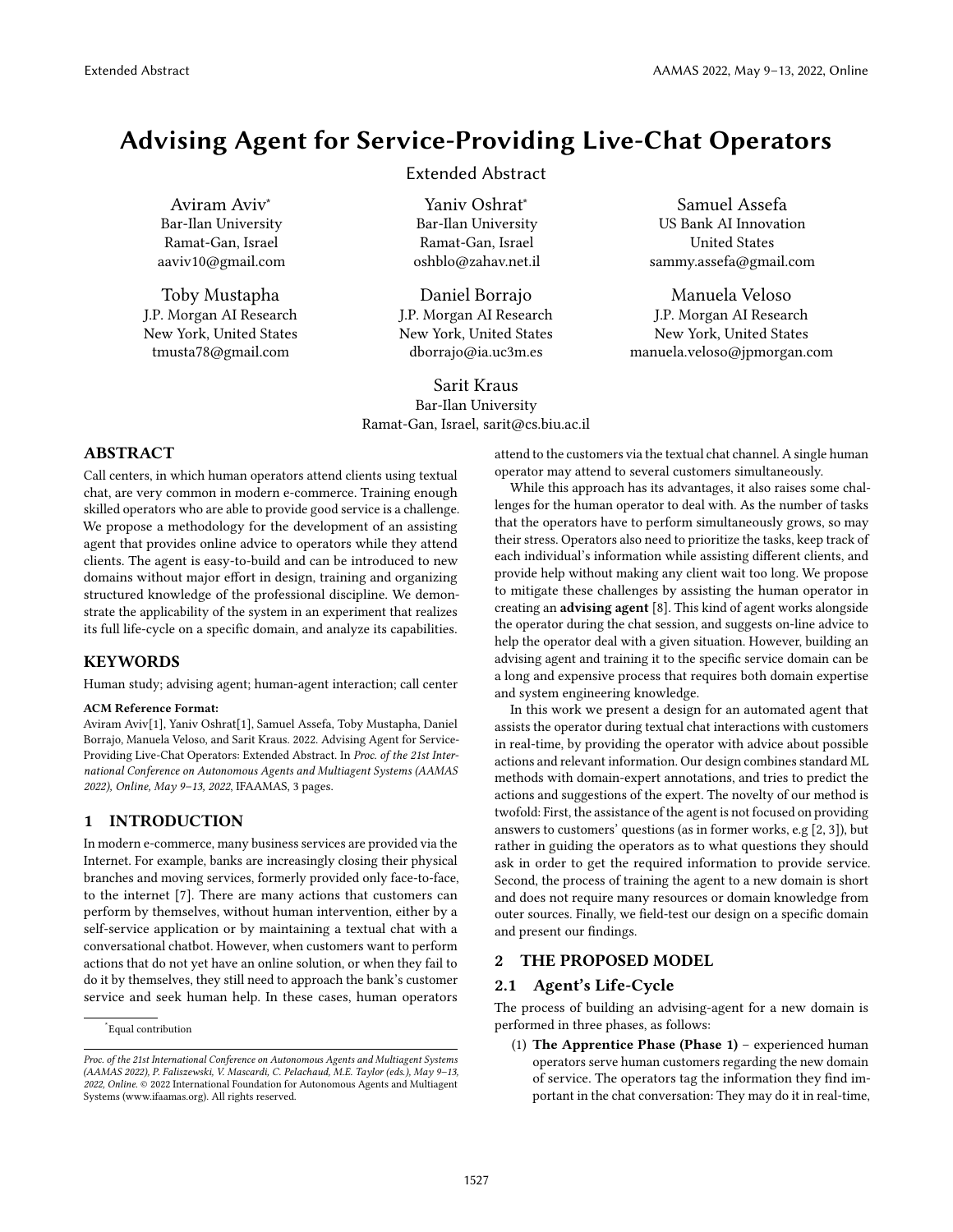# Advising Agent for Service-Providing Live-Chat Operators

Extended Abstract

Aviram Aviv*
Bar-Ilan University
Ramat-Gan, Israel
aaviv10@gmail.com

Yaniv Oshrat*
Bar-Ilan University
Ramat-Gan, Israel
oshblo@zahav.net.il

Samuel Assefa
US Bank AI Innovation
United States
sammy.assefa@gmail.com

Toby Mustapha
J.P. Morgan AI Research
New York, United States
tmusta78@gmail.com

Daniel Borrajo
J.P. Morgan AI Research
New York, United States
dborrajo@ia.uc3m.es

Manuela Veloso
J.P. Morgan AI Research
New York, United States
manuela.veloso@jpmorgan.com

Sarit Kraus
Bar-Ilan University
Ramat-Gan, Israel, sarit@cs.biu.ac.il

## ABSTRACT

Call centers, in which human operators attend clients using textual chat, are very common in modern e-commerce. Training enough skilled operators who are able to provide good service is a challenge. We propose a methodology for the development of an assisting agent that provides online advice to operators while they attend clients. The agent is easy-to-build and can be introduced to new domains without major effort in design, training and organizing structured knowledge of the professional discipline. We demonstrate the applicability of the system in an experiment that realizes its full life-cycle on a specific domain, and analyze its capabilities.

## KEYWORDS

Human study; advising agent; human-agent interaction; call center

**ACM Reference Format:**
Aviram Aviv[1], Yaniv Oshrat[1], Samuel Assefa, Toby Mustapha, Daniel Borrajo, Manuela Veloso, and Sarit Kraus. 2022. Advising Agent for Service-Providing Live-Chat Operators: Extended Abstract. In *Proc. of the 21st International Conference on Autonomous Agents and Multiagent Systems (AAMAS 2022), Online, May 9–13, 2022*, IFAAMAS, 3 pages.

## 1 INTRODUCTION

In modern e-commerce, many business services are provided via the Internet. For example, banks are increasingly closing their physical branches and moving services, formerly provided only face-to-face, to the internet [7]. There are many actions that customers can perform by themselves, without human intervention, either by a self-service application or by maintaining a textual chat with a conversational chatbot. However, when customers want to perform actions that do not yet have an online solution, or when they fail to do it by themselves, they still need to approach the bank's customer service and seek human help. In these cases, human operators attend to the customers via the textual chat channel. A single human operator may attend to several customers simultaneously.

While this approach has its advantages, it also raises some challenges for the human operator to deal with. As the number of tasks that the operators have to perform simultaneously grows, so may their stress. Operators also need to prioritize the tasks, keep track of each individual's information while assisting different clients, and provide help without making any client wait too long. We propose to mitigate these challenges by assisting the human operator in creating an **advising agent** [8]. This kind of agent works alongside the operator during the chat session, and suggests on-line advice to help the operator deal with a given situation. However, building an advising agent and training it to the specific service domain can be a long and expensive process that requires both domain expertise and system engineering knowledge.

In this work we present a design for an automated agent that assists the operator during textual chat interactions with customers in real-time, by providing the operator with advice about possible actions and relevant information. Our design combines standard ML methods with domain-expert annotations, and tries to predict the actions and suggestions of the expert. The novelty of our method is twofold: First, the assistance of the agent is not focused on providing answers to customers' questions (as in former works, e.g [2, 3]), but rather in guiding the operators as to what questions they should ask in order to get the required information to provide service. Second, the process of training the agent to a new domain is short and does not require many resources or domain knowledge from outer sources. Finally, we field-test our design on a specific domain and present our findings.

## 2 THE PROPOSED MODEL

### 2.1 Agent's Life-Cycle

The process of building an advising-agent for a new domain is performed in three phases, as follows:

(1) **The Apprentice Phase (Phase 1)** – experienced human operators serve human customers regarding the new domain of service. The operators tag the information they find important in the chat conversation: They may do it in real-time,

*Equal contribution

*Proc. of the 21st International Conference on Autonomous Agents and Multiagent Systems (AAMAS 2022), P. Faliszewski, V. Mascardi, C. Pelachaud, M.E. Taylor (eds.), May 9–13, 2022, Online.* © 2022 International Foundation for Autonomous Agents and Multiagent Systems (www.ifaamas.org). All rights reserved.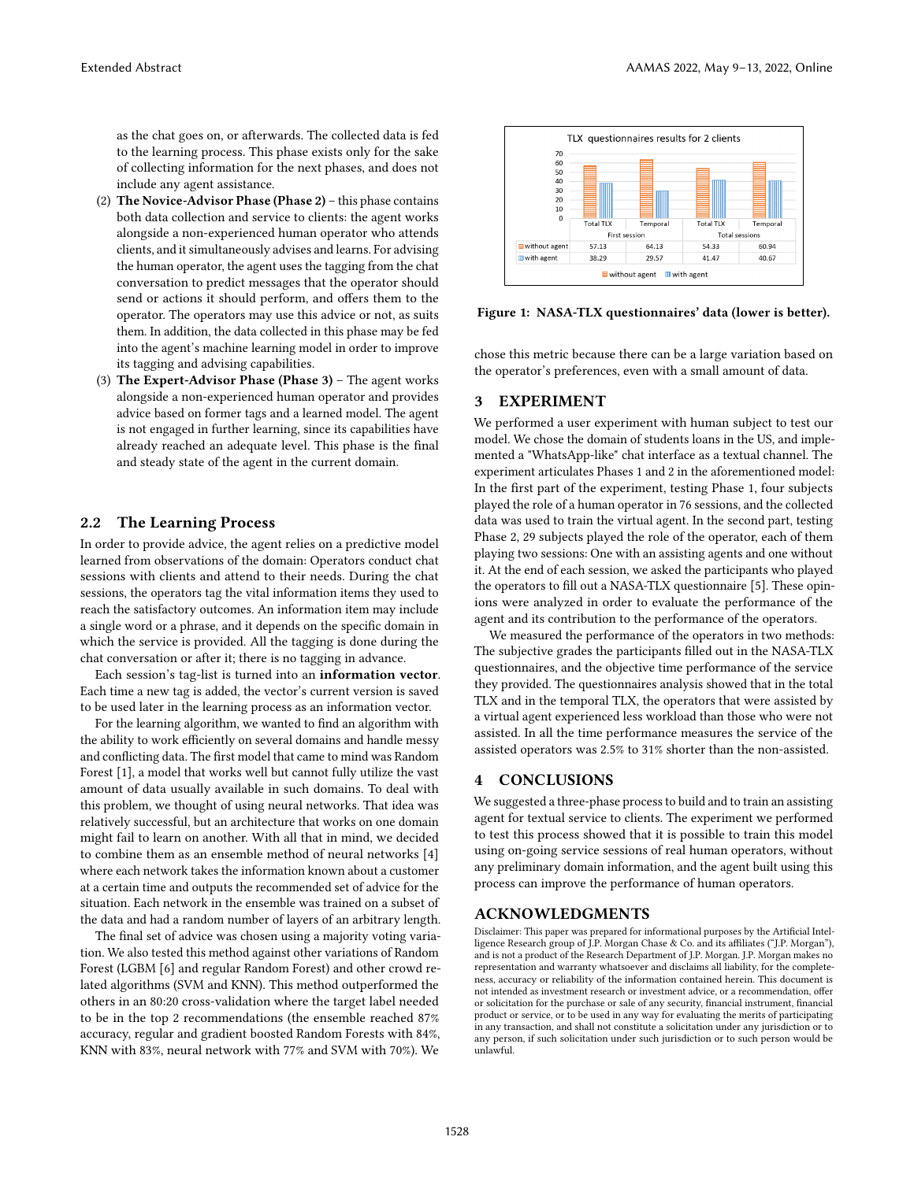as the chat goes on, or afterwards. The collected data is fed to the learning process. This phase exists only for the sake of collecting information for the next phases, and does not include any agent assistance.

(2) **The Novice-Advisor Phase (Phase 2)** – this phase contains both data collection and service to clients: the agent works alongside a non-experienced human operator who attends clients, and it simultaneously advises and learns. For advising the human operator, the agent uses the tagging from the chat conversation to predict messages that the operator should send or actions it should perform, and offers them to the operator. The operators may use this advice or not, as suits them. In addition, the data collected in this phase may be fed into the agent's machine learning model in order to improve its tagging and advising capabilities.

(3) **The Expert-Advisor Phase (Phase 3)** – The agent works alongside a non-experienced human operator and provides advice based on former tags and a learned model. The agent is not engaged in further learning, since its capabilities have already reached an adequate level. This phase is the final and steady state of the agent in the current domain.

## 2.2 The Learning Process

In order to provide advice, the agent relies on a predictive model learned from observations of the domain: Operators conduct chat sessions with clients and attend to their needs. During the chat sessions, the operators tag the vital information items they used to reach the satisfactory outcomes. An information item may include a single word or a phrase, and it depends on the specific domain in which the service is provided. All the tagging is done during the chat conversation or after it; there is no tagging in advance.

Each session's tag-list is turned into an **information vector**. Each time a new tag is added, the vector's current version is saved to be used later in the learning process as an information vector.

For the learning algorithm, we wanted to find an algorithm with the ability to work efficiently on several domains and handle messy and conflicting data. The first model that came to mind was Random Forest [1], a model that works well but cannot fully utilize the vast amount of data usually available in such domains. To deal with this problem, we thought of using neural networks. That idea was relatively successful, but an architecture that works on one domain might fail to learn on another. With all that in mind, we decided to combine them as an ensemble method of neural networks [4] where each network takes the information known about a customer at a certain time and outputs the recommended set of advice for the situation. Each network in the ensemble was trained on a subset of the data and had a random number of layers of an arbitrary length.

The final set of advice was chosen using a majority voting variation. We also tested this method against other variations of Random Forest (LGBM [6] and regular Random Forest) and other crowd related algorithms (SVM and KNN). This method outperformed the others in an 80:20 cross-validation where the target label needed to be in the top 2 recommendations (the ensemble reached 87% accuracy, regular and gradient boosted Random Forests with 84%, KNN with 83%, neural network with 77% and SVM with 70%). We chose this metric because there can be a large variation based on the operator's preferences, even with a small amount of data.

TLX questionnaires results for 2 clients

| | First session: Total TLX | First session: Temporal | Total sessions: Total TLX | Total sessions: Temporal |
|---|---|---|---|---|
| without agent | 57.13 | 64.13 | 54.33 | 60.94 |
| with agent | 38.29 | 29.57 | 41.47 | 40.67 |

**Figure 1: NASA-TLX questionnaires' data (lower is better).**

## 3 EXPERIMENT

We performed a user experiment with human subject to test our model. We chose the domain of students loans in the US, and implemented a "WhatsApp-like" chat interface as a textual channel. The experiment articulates Phases 1 and 2 in the aforementioned model: In the first part of the experiment, testing Phase 1, four subjects played the role of a human operator in 76 sessions, and the collected data was used to train the virtual agent. In the second part, testing Phase 2, 29 subjects played the role of the operator, each of them playing two sessions: One with an assisting agents and one without it. At the end of each session, we asked the participants who played the operators to fill out a NASA-TLX questionnaire [5]. These opinions were analyzed in order to evaluate the performance of the agent and its contribution to the performance of the operators.

We measured the performance of the operators in two methods: The subjective grades the participants filled out in the NASA-TLX questionnaires, and the objective time performance of the service they provided. The questionnaires analysis showed that in the total TLX and in the temporal TLX, the operators that were assisted by a virtual agent experienced less workload than those who were not assisted. In all the time performance measures the service of the assisted operators was 2.5% to 31% shorter than the non-assisted.

## 4 CONCLUSIONS

We suggested a three-phase process to build and to train an assisting agent for textual service to clients. The experiment we performed to test this process showed that it is possible to train this model using on-going service sessions of real human operators, without any preliminary domain information, and the agent built using this process can improve the performance of human operators.

## ACKNOWLEDGMENTS

Disclaimer: This paper was prepared for informational purposes by the Artificial Intelligence Research group of J.P. Morgan Chase & Co. and its affiliates ("J.P. Morgan"), and is not a product of the Research Department of J.P. Morgan. J.P. Morgan makes no representation and warranty whatsoever and disclaims all liability, for the completeness, accuracy or reliability of the information contained herein. This document is not intended as investment research or investment advice, or a recommendation, offer or solicitation for the purchase or sale of any security, financial instrument, financial product or service, or to be used in any way for evaluating the merits of participating in any transaction, and shall not constitute a solicitation under any jurisdiction or to any person, if such solicitation under such jurisdiction or to such person would be unlawful.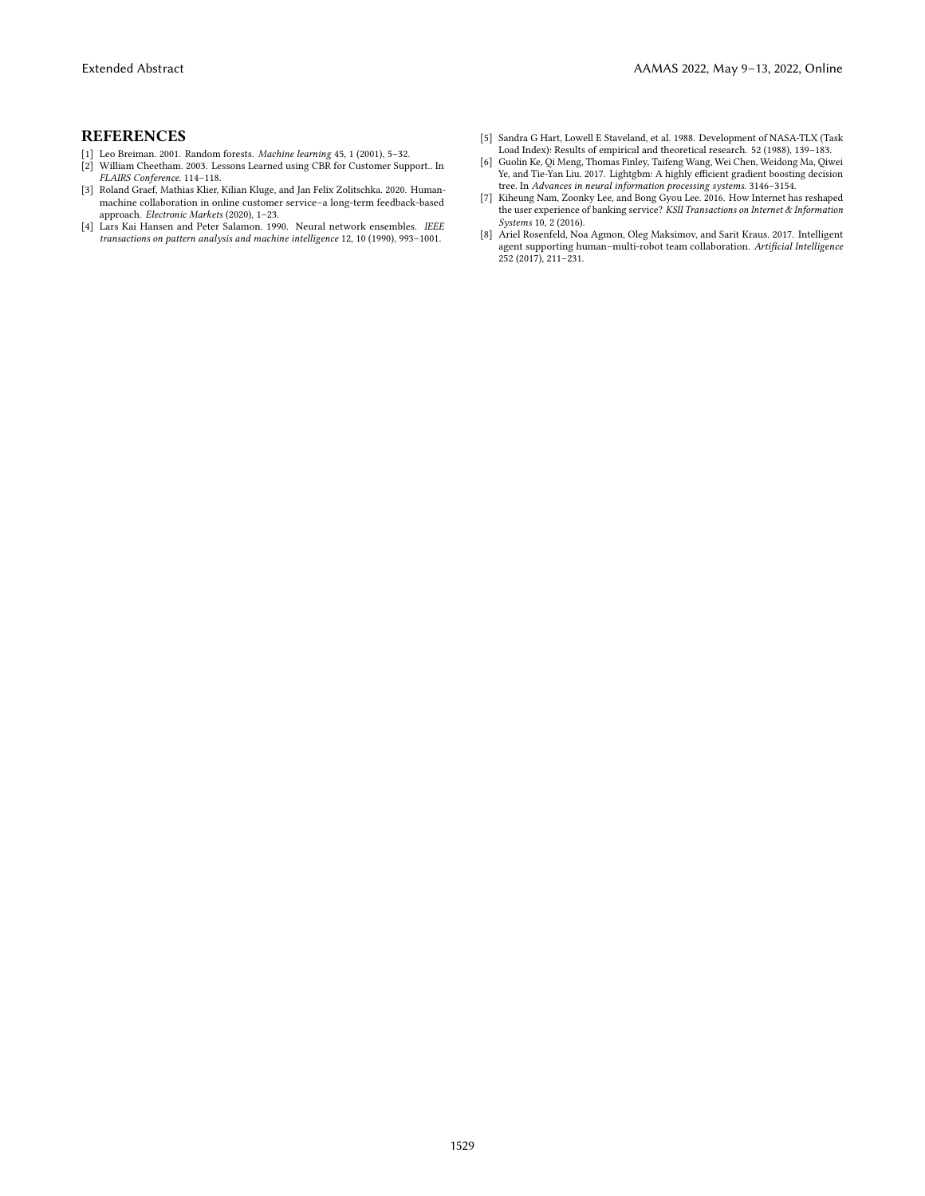## REFERENCES

[1] Leo Breiman. 2001. Random forests. *Machine learning* 45, 1 (2001), 5–32.

[2] William Cheetham. 2003. Lessons Learned using CBR for Customer Support.. In *FLAIRS Conference*. 114–118.

[3] Roland Graef, Mathias Klier, Kilian Kluge, and Jan Felix Zolitschka. 2020. Human-machine collaboration in online customer service–a long-term feedback-based approach. *Electronic Markets* (2020), 1–23.

[4] Lars Kai Hansen and Peter Salamon. 1990. Neural network ensembles. *IEEE transactions on pattern analysis and machine intelligence* 12, 10 (1990), 993–1001.

[5] Sandra G Hart, Lowell E Staveland, et al. 1988. Development of NASA-TLX (Task Load Index): Results of empirical and theoretical research. 52 (1988), 139–183.

[6] Guolin Ke, Qi Meng, Thomas Finley, Taifeng Wang, Wei Chen, Weidong Ma, Qiwei Ye, and Tie-Yan Liu. 2017. Lightgbm: A highly efficient gradient boosting decision tree. In *Advances in neural information processing systems*. 3146–3154.

[7] Kiheung Nam, Zoonky Lee, and Bong Gyou Lee. 2016. How Internet has reshaped the user experience of banking service? *KSII Transactions on Internet & Information Systems* 10, 2 (2016).

[8] Ariel Rosenfeld, Noa Agmon, Oleg Maksimov, and Sarit Kraus. 2017. Intelligent agent supporting human–multi-robot team collaboration. *Artificial Intelligence* 252 (2017), 211–231.